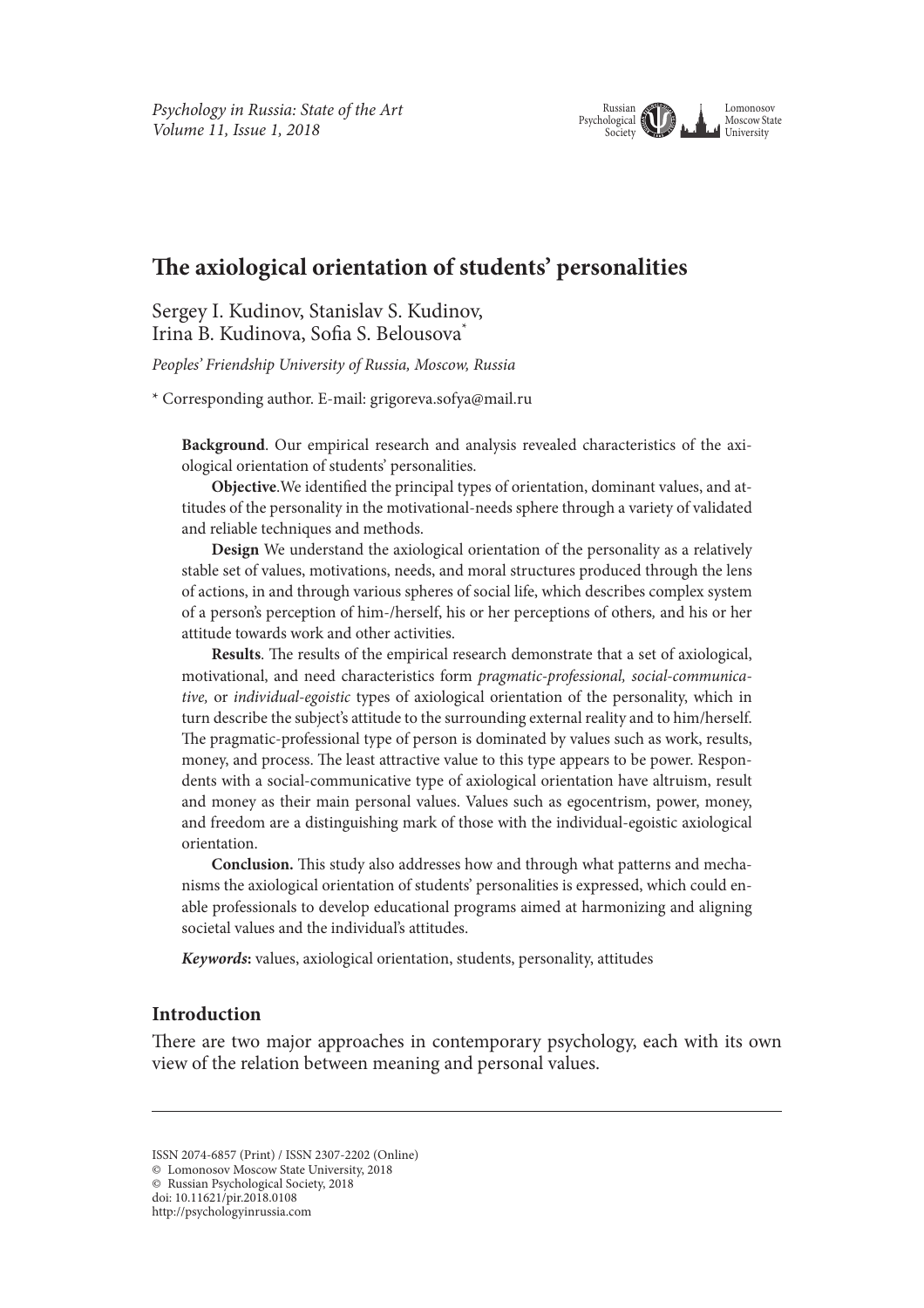# The axiological orientation of students' personalities

Sergey I. Kudinov, Stanislav S. Kudinov, Irina B. Kudinova, Sofia S. Belousova*

*Peoples' Friendship University of Russia, Moscow, Russia*

\* Corresponding author. E-mail: grigoreva.sofya@mail.ru

**Background**. Our empirical research and analysis revealed characteristics of the axiological orientation of students' personalities.

**Objective**.We identified the principal types of orientation, dominant values, and attitudes of the personality in the motivational-needs sphere through a variety of validated and reliable techniques and methods.

**Design** We understand the axiological orientation of the personality as a relatively stable set of values, motivations, needs, and moral structures produced through the lens of actions, in and through various spheres of social life, which describes complex system of a person's perception of him-/herself, his or her perceptions of others, and his or her attitude towards work and other activities.

**Results**. The results of the empirical research demonstrate that a set of axiological, motivational, and need characteristics form *pragmatic-professional, social-communicative,* or *individual-egoistic* types of axiological orientation of the personality, which in turn describe the subject's attitude to the surrounding external reality and to him/herself. The pragmatic-professional type of person is dominated by values such as work, results, money, and process. The least attractive value to this type appears to be power. Respondents with a social-communicative type of axiological orientation have altruism, result and money as their main personal values. Values such as egocentrism, power, money, and freedom are a distinguishing mark of those with the individual-egoistic axiological orientation.

**Conclusion.** This study also addresses how and through what patterns and mechanisms the axiological orientation of students' personalities is expressed, which could enable professionals to develop educational programs aimed at harmonizing and aligning societal values and the individual's attitudes.

***Keywords*:** values, axiological orientation, students, personality, attitudes

## Introduction

There are two major approaches in contemporary psychology, each with its own view of the relation between meaning and personal values.

ISSN 2074-6857 (Print) / ISSN 2307-2202 (Online)
© Lomonosov Moscow State University, 2018
© Russian Psychological Society, 2018
doi: 10.11621/pir.2018.0108
http://psychologyinrussia.com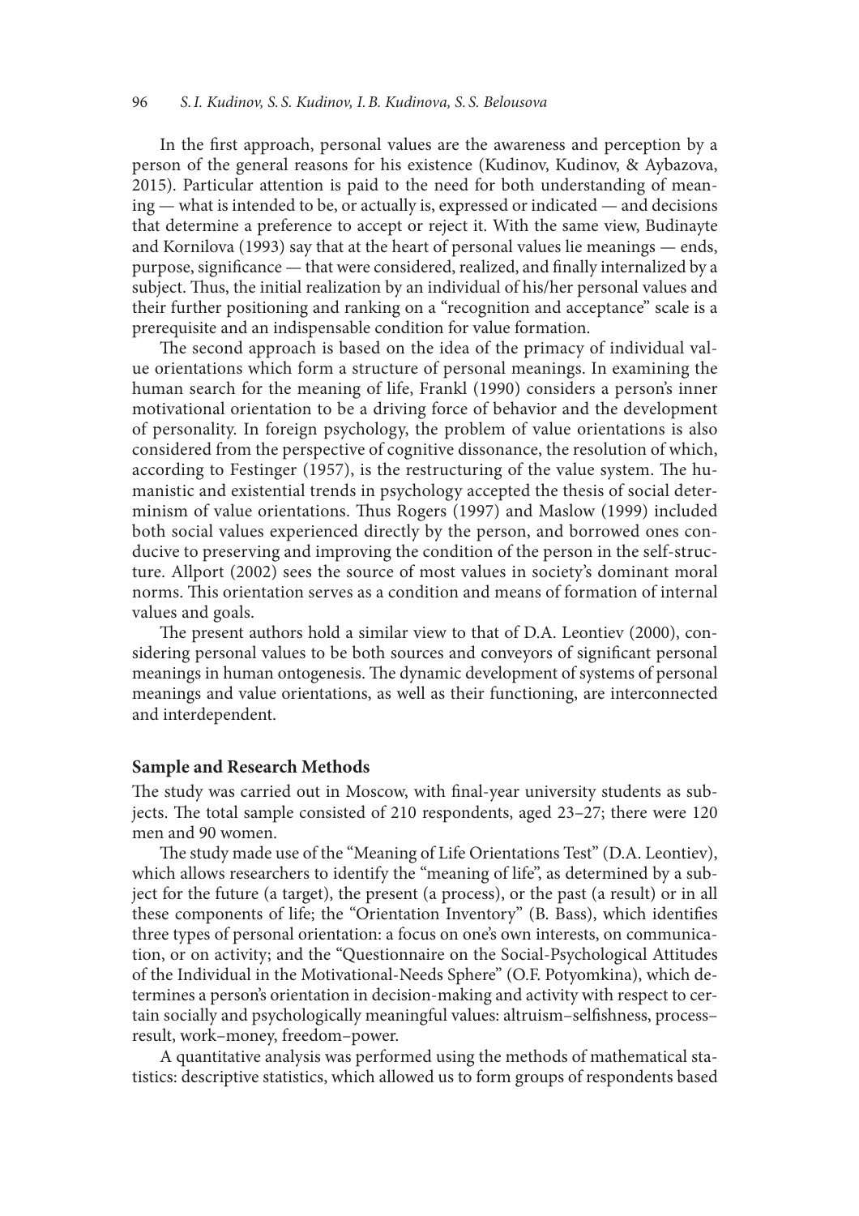In the first approach, personal values are the awareness and perception by a person of the general reasons for his existence (Kudinov, Kudinov, & Aybazova, 2015). Particular attention is paid to the need for both understanding of meaning — what is intended to be, or actually is, expressed or indicated — and decisions that determine a preference to accept or reject it. With the same view, Budinayte and Kornilova (1993) say that at the heart of personal values lie meanings — ends, purpose, significance — that were considered, realized, and finally internalized by a subject. Thus, the initial realization by an individual of his/her personal values and their further positioning and ranking on a "recognition and acceptance" scale is a prerequisite and an indispensable condition for value formation.

The second approach is based on the idea of the primacy of individual value orientations which form a structure of personal meanings. In examining the human search for the meaning of life, Frankl (1990) considers a person's inner motivational orientation to be a driving force of behavior and the development of personality. In foreign psychology, the problem of value orientations is also considered from the perspective of cognitive dissonance, the resolution of which, according to Festinger (1957), is the restructuring of the value system. The humanistic and existential trends in psychology accepted the thesis of social determinism of value orientations. Thus Rogers (1997) and Maslow (1999) included both social values experienced directly by the person, and borrowed ones conducive to preserving and improving the condition of the person in the self-structure. Allport (2002) sees the source of most values in society's dominant moral norms. This orientation serves as a condition and means of formation of internal values and goals.

The present authors hold a similar view to that of D.A. Leontiev (2000), considering personal values to be both sources and conveyors of significant personal meanings in human ontogenesis. The dynamic development of systems of personal meanings and value orientations, as well as their functioning, are interconnected and interdependent.

## Sample and Research Methods

The study was carried out in Moscow, with final-year university students as subjects. The total sample consisted of 210 respondents, aged 23–27; there were 120 men and 90 women.

The study made use of the "Meaning of Life Orientations Test" (D.A. Leontiev), which allows researchers to identify the "meaning of life", as determined by a subject for the future (a target), the present (a process), or the past (a result) or in all these components of life; the "Orientation Inventory" (B. Bass), which identifies three types of personal orientation: a focus on one's own interests, on communication, or on activity; and the "Questionnaire on the Social-Psychological Attitudes of the Individual in the Motivational-Needs Sphere" (O.F. Potyomkina), which determines a person's orientation in decision-making and activity with respect to certain socially and psychologically meaningful values: altruism–selfishness, process–result, work–money, freedom–power.

A quantitative analysis was performed using the methods of mathematical statistics: descriptive statistics, which allowed us to form groups of respondents based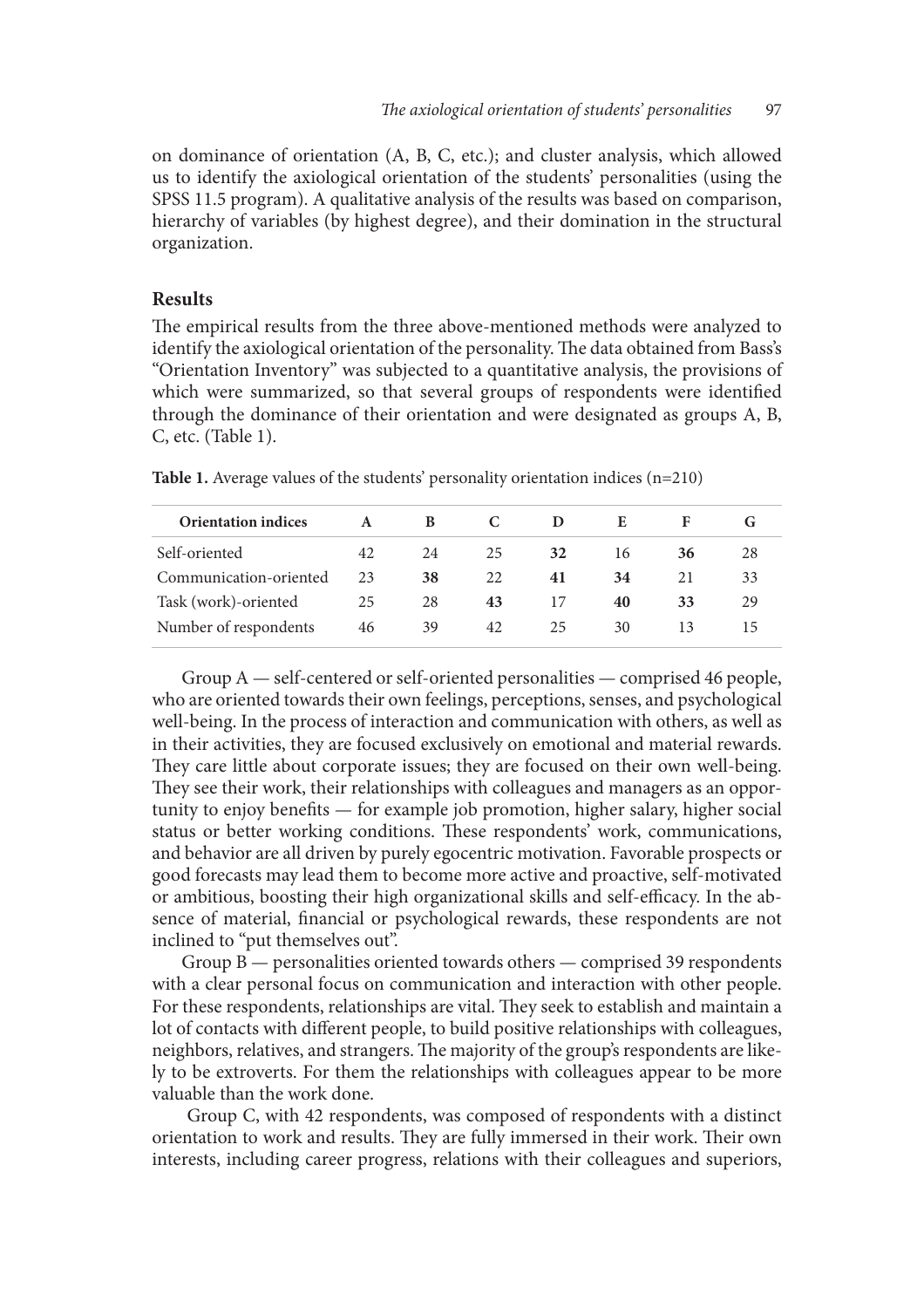on dominance of orientation (A, B, C, etc.); and cluster analysis, which allowed us to identify the axiological orientation of the students' personalities (using the SPSS 11.5 program). A qualitative analysis of the results was based on comparison, hierarchy of variables (by highest degree), and their domination in the structural organization.

## Results

The empirical results from the three above-mentioned methods were analyzed to identify the axiological orientation of the personality. The data obtained from Bass's "Orientation Inventory" was subjected to a quantitative analysis, the provisions of which were summarized, so that several groups of respondents were identified through the dominance of their orientation and were designated as groups A, B, C, etc. (Table 1).

**Table 1.** Average values of the students' personality orientation indices (n=210)

| Orientation indices | A | B | C | D | E | F | G |
|---|---|---|---|---|---|---|---|
| Self-oriented | 42 | 24 | 25 | **32** | 16 | **36** | 28 |
| Communication-oriented | 23 | **38** | 22 | **41** | **34** | 21 | 33 |
| Task (work)-oriented | 25 | 28 | **43** | 17 | **40** | **33** | 29 |
| Number of respondents | 46 | 39 | 42 | 25 | 30 | 13 | 15 |

Group A — self-centered or self-oriented personalities — comprised 46 people, who are oriented towards their own feelings, perceptions, senses, and psychological well-being. In the process of interaction and communication with others, as well as in their activities, they are focused exclusively on emotional and material rewards. They care little about corporate issues; they are focused on their own well-being. They see their work, their relationships with colleagues and managers as an opportunity to enjoy benefits — for example job promotion, higher salary, higher social status or better working conditions. These respondents' work, communications, and behavior are all driven by purely egocentric motivation. Favorable prospects or good forecasts may lead them to become more active and proactive, self-motivated or ambitious, boosting their high organizational skills and self-efficacy. In the absence of material, financial or psychological rewards, these respondents are not inclined to "put themselves out".

Group B — personalities oriented towards others — comprised 39 respondents with a clear personal focus on communication and interaction with other people. For these respondents, relationships are vital. They seek to establish and maintain a lot of contacts with different people, to build positive relationships with colleagues, neighbors, relatives, and strangers. The majority of the group's respondents are likely to be extroverts. For them the relationships with colleagues appear to be more valuable than the work done.

Group C, with 42 respondents, was composed of respondents with a distinct orientation to work and results. They are fully immersed in their work. Their own interests, including career progress, relations with their colleagues and superiors,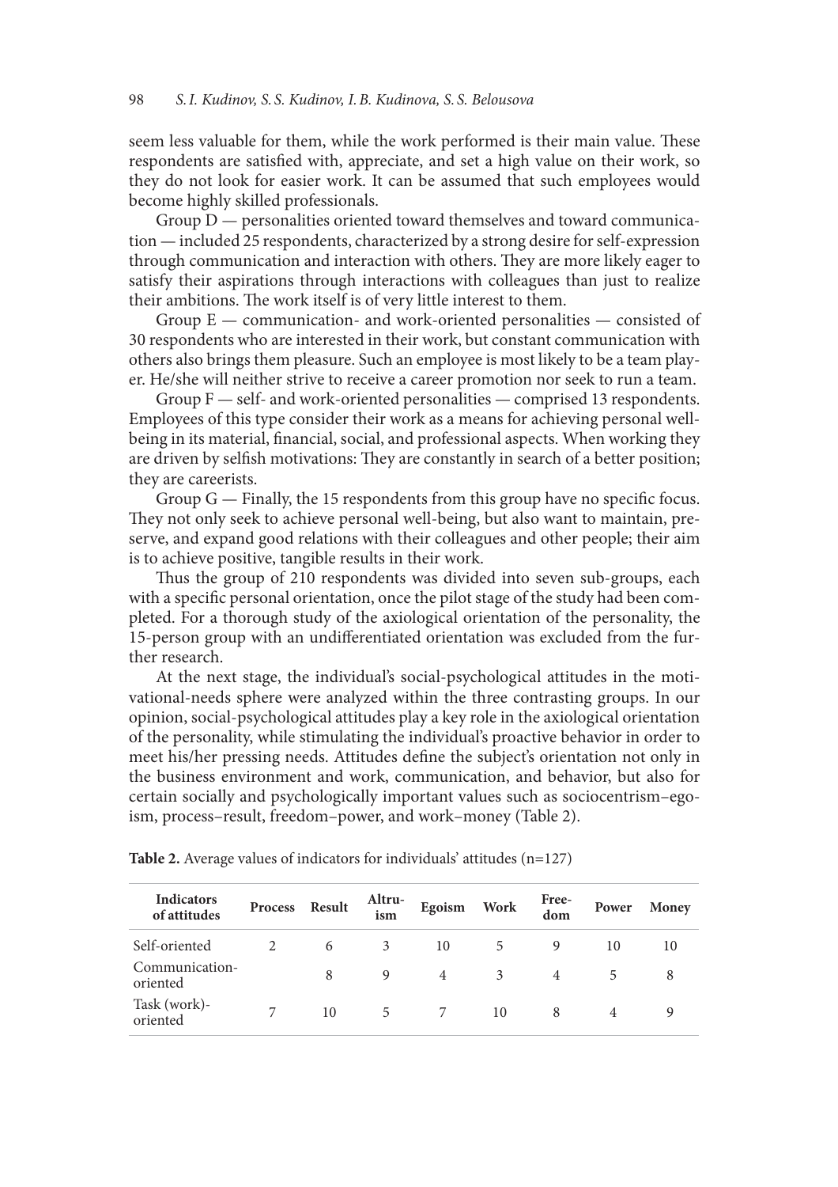seem less valuable for them, while the work performed is their main value. These respondents are satisfied with, appreciate, and set a high value on their work, so they do not look for easier work. It can be assumed that such employees would become highly skilled professionals.

Group D — personalities oriented toward themselves and toward communication — included 25 respondents, characterized by a strong desire for self-expression through communication and interaction with others. They are more likely eager to satisfy their aspirations through interactions with colleagues than just to realize their ambitions. The work itself is of very little interest to them.

Group E — communication- and work-oriented personalities — consisted of 30 respondents who are interested in their work, but constant communication with others also brings them pleasure. Such an employee is most likely to be a team player. He/she will neither strive to receive a career promotion nor seek to run a team.

Group F — self- and work-oriented personalities — comprised 13 respondents. Employees of this type consider their work as a means for achieving personal well-being in its material, financial, social, and professional aspects. When working they are driven by selfish motivations: They are constantly in search of a better position; they are careerists.

Group G — Finally, the 15 respondents from this group have no specific focus. They not only seek to achieve personal well-being, but also want to maintain, preserve, and expand good relations with their colleagues and other people; their aim is to achieve positive, tangible results in their work.

Thus the group of 210 respondents was divided into seven sub-groups, each with a specific personal orientation, once the pilot stage of the study had been completed. For a thorough study of the axiological orientation of the personality, the 15-person group with an undifferentiated orientation was excluded from the further research.

At the next stage, the individual's social-psychological attitudes in the motivational-needs sphere were analyzed within the three contrasting groups. In our opinion, social-psychological attitudes play a key role in the axiological orientation of the personality, while stimulating the individual's proactive behavior in order to meet his/her pressing needs. Attitudes define the subject's orientation not only in the business environment and work, communication, and behavior, but also for certain socially and psychologically important values such as sociocentrism–egoism, process–result, freedom–power, and work–money (Table 2).

**Table 2.** Average values of indicators for individuals' attitudes (n=127)

| Indicators of attitudes | Process | Result | Altruism | Egoism | Work | Freedom | Power | Money |
|---|---|---|---|---|---|---|---|---|
| Self-oriented | 2 | 6 | 3 | 10 | 5 | 9 | 10 | 10 |
| Communication-oriented | | 8 | 9 | 4 | 3 | 4 | 5 | 8 |
| Task (work)-oriented | 7 | 10 | 5 | 7 | 10 | 8 | 4 | 9 |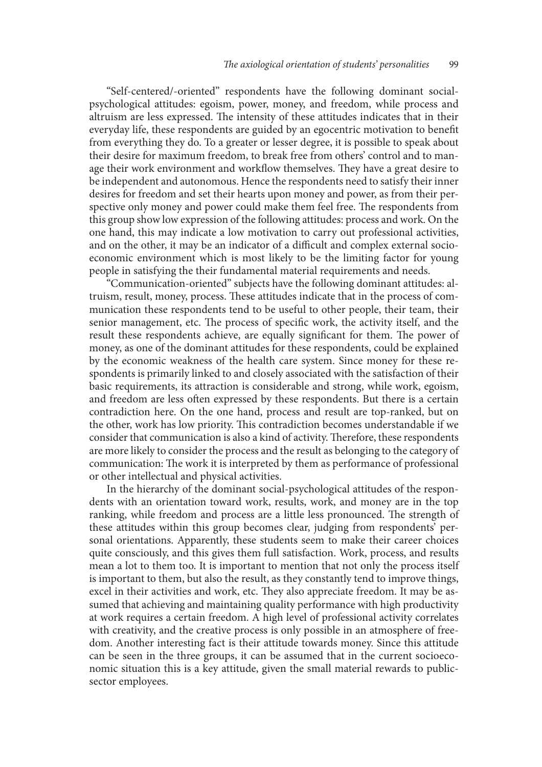"Self-centered/-oriented" respondents have the following dominant social-psychological attitudes: egoism, power, money, and freedom, while process and altruism are less expressed. The intensity of these attitudes indicates that in their everyday life, these respondents are guided by an egocentric motivation to benefit from everything they do. To a greater or lesser degree, it is possible to speak about their desire for maximum freedom, to break free from others' control and to manage their work environment and workflow themselves. They have a great desire to be independent and autonomous. Hence the respondents need to satisfy their inner desires for freedom and set their hearts upon money and power, as from their perspective only money and power could make them feel free. The respondents from this group show low expression of the following attitudes: process and work. On the one hand, this may indicate a low motivation to carry out professional activities, and on the other, it may be an indicator of a difficult and complex external socio-economic environment which is most likely to be the limiting factor for young people in satisfying the their fundamental material requirements and needs.

"Communication-oriented" subjects have the following dominant attitudes: altruism, result, money, process. These attitudes indicate that in the process of communication these respondents tend to be useful to other people, their team, their senior management, etc. The process of specific work, the activity itself, and the result these respondents achieve, are equally significant for them. The power of money, as one of the dominant attitudes for these respondents, could be explained by the economic weakness of the health care system. Since money for these respondents is primarily linked to and closely associated with the satisfaction of their basic requirements, its attraction is considerable and strong, while work, egoism, and freedom are less often expressed by these respondents. But there is a certain contradiction here. On the one hand, process and result are top-ranked, but on the other, work has low priority. This contradiction becomes understandable if we consider that communication is also a kind of activity. Therefore, these respondents are more likely to consider the process and the result as belonging to the category of communication: The work it is interpreted by them as performance of professional or other intellectual and physical activities.

In the hierarchy of the dominant social-psychological attitudes of the respondents with an orientation toward work, results, work, and money are in the top ranking, while freedom and process are a little less pronounced. The strength of these attitudes within this group becomes clear, judging from respondents' personal orientations. Apparently, these students seem to make their career choices quite consciously, and this gives them full satisfaction. Work, process, and results mean a lot to them too. It is important to mention that not only the process itself is important to them, but also the result, as they constantly tend to improve things, excel in their activities and work, etc. They also appreciate freedom. It may be assumed that achieving and maintaining quality performance with high productivity at work requires a certain freedom. A high level of professional activity correlates with creativity, and the creative process is only possible in an atmosphere of freedom. Another interesting fact is their attitude towards money. Since this attitude can be seen in the three groups, it can be assumed that in the current socioeconomic situation this is a key attitude, given the small material rewards to public-sector employees.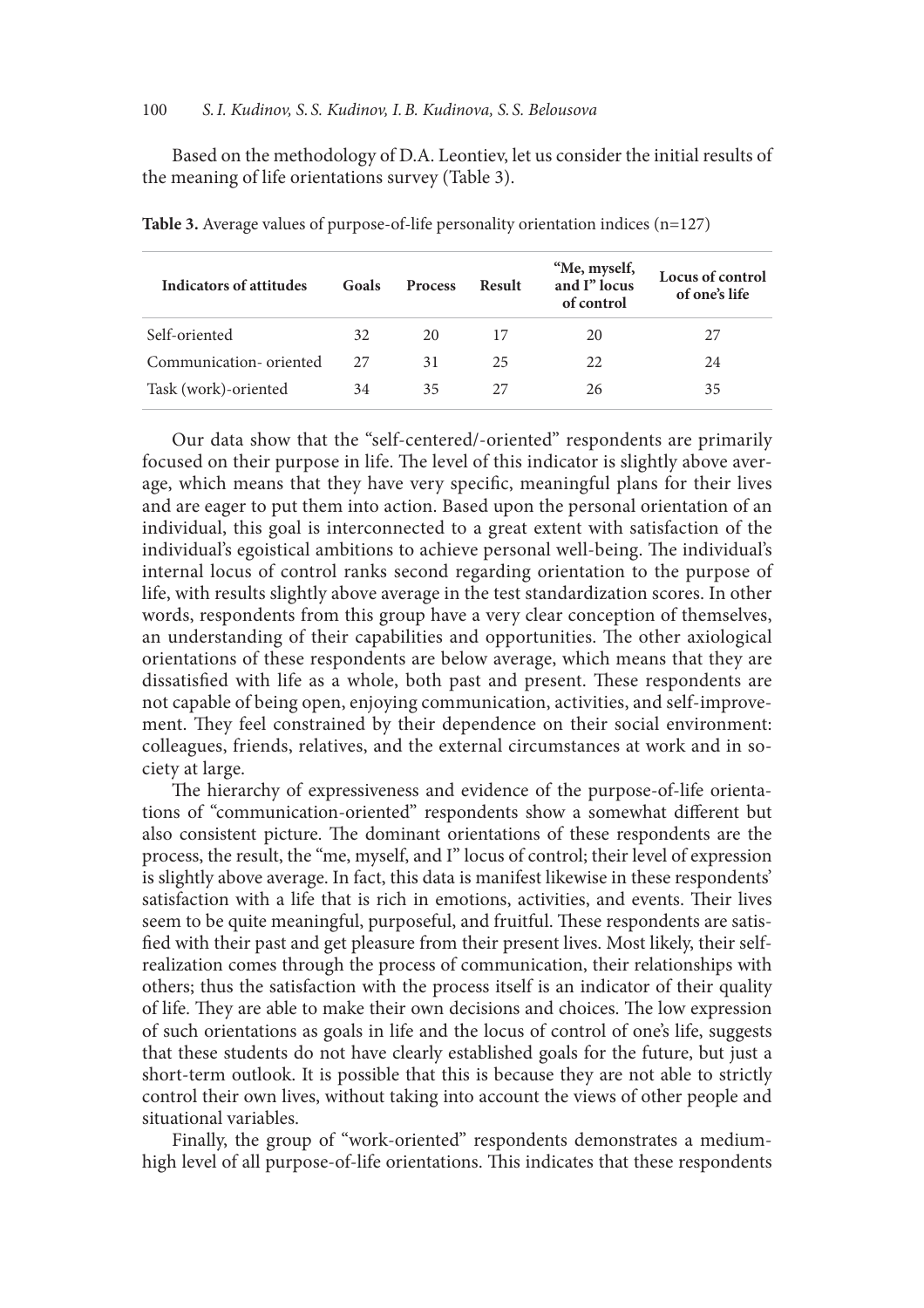Based on the methodology of D.A. Leontiev, let us consider the initial results of the meaning of life orientations survey (Table 3).

**Table 3.** Average values of purpose-of-life personality orientation indices (n=127)

| Indicators of attitudes | Goals | Process | Result | "Me, myself, and I" locus of control | Locus of control of one's life |
|---|---|---|---|---|---|
| Self-oriented | 32 | 20 | 17 | 20 | 27 |
| Communication- oriented | 27 | 31 | 25 | 22 | 24 |
| Task (work)-oriented | 34 | 35 | 27 | 26 | 35 |

Our data show that the "self-centered/-oriented" respondents are primarily focused on their purpose in life. The level of this indicator is slightly above average, which means that they have very specific, meaningful plans for their lives and are eager to put them into action. Based upon the personal orientation of an individual, this goal is interconnected to a great extent with satisfaction of the individual's egoistical ambitions to achieve personal well-being. The individual's internal locus of control ranks second regarding orientation to the purpose of life, with results slightly above average in the test standardization scores. In other words, respondents from this group have a very clear conception of themselves, an understanding of their capabilities and opportunities. The other axiological orientations of these respondents are below average, which means that they are dissatisfied with life as a whole, both past and present. These respondents are not capable of being open, enjoying communication, activities, and self-improvement. They feel constrained by their dependence on their social environment: colleagues, friends, relatives, and the external circumstances at work and in society at large.

The hierarchy of expressiveness and evidence of the purpose-of-life orientations of "communication-oriented" respondents show a somewhat different but also consistent picture. The dominant orientations of these respondents are the process, the result, the "me, myself, and I" locus of control; their level of expression is slightly above average. In fact, this data is manifest likewise in these respondents' satisfaction with a life that is rich in emotions, activities, and events. Their lives seem to be quite meaningful, purposeful, and fruitful. These respondents are satisfied with their past and get pleasure from their present lives. Most likely, their self-realization comes through the process of communication, their relationships with others; thus the satisfaction with the process itself is an indicator of their quality of life. They are able to make their own decisions and choices. The low expression of such orientations as goals in life and the locus of control of one's life, suggests that these students do not have clearly established goals for the future, but just a short-term outlook. It is possible that this is because they are not able to strictly control their own lives, without taking into account the views of other people and situational variables.

Finally, the group of "work-oriented" respondents demonstrates a medium-high level of all purpose-of-life orientations. This indicates that these respondents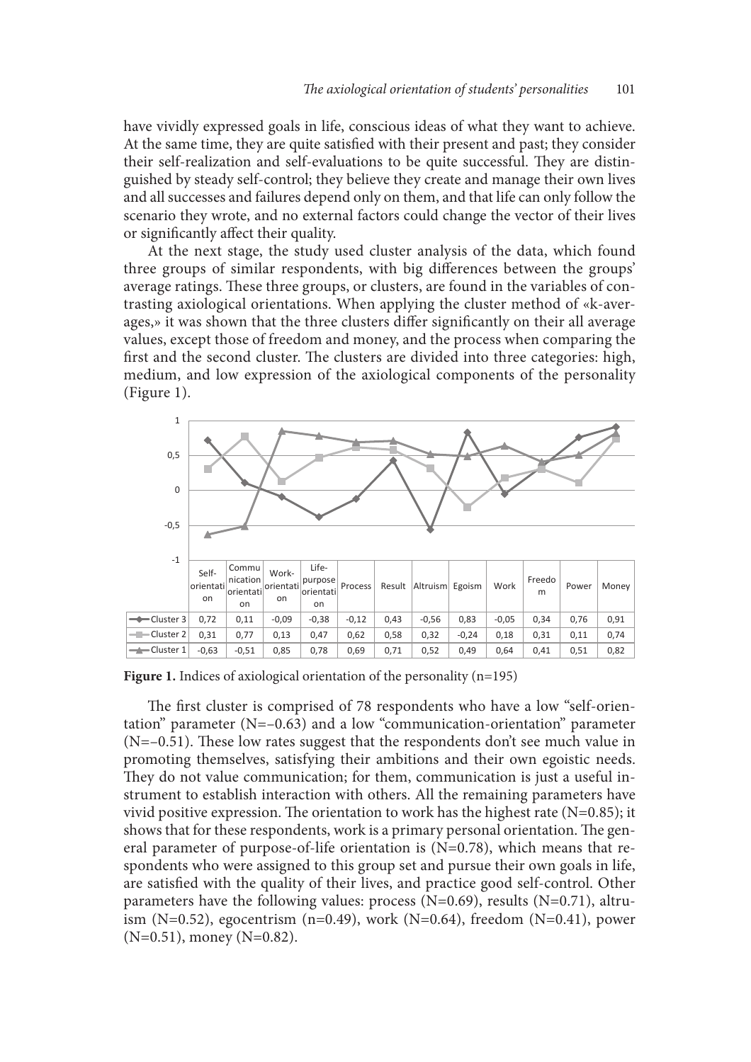have vividly expressed goals in life, conscious ideas of what they want to achieve. At the same time, they are quite satisfied with their present and past; they consider their self-realization and self-evaluations to be quite successful. They are distinguished by steady self-control; they believe they create and manage their own lives and all successes and failures depend only on them, and that life can only follow the scenario they wrote, and no external factors could change the vector of their lives or significantly affect their quality.

At the next stage, the study used cluster analysis of the data, which found three groups of similar respondents, with big differences between the groups' average ratings. These three groups, or clusters, are found in the variables of contrasting axiological orientations. When applying the cluster method of «k-averages,» it was shown that the three clusters differ significantly on their all average values, except those of freedom and money, and the process when comparing the first and the second cluster. The clusters are divided into three categories: high, medium, and low expression of the axiological components of the personality (Figure 1).

| | Self-orientation | Communication orientation | Work-orientation | Life-purpose orientation | Process | Result | Altruism | Egoism | Work | Freedom | Power | Money |
|---|---|---|---|---|---|---|---|---|---|---|---|---|
| Cluster 3 | 0,72 | 0,11 | -0,09 | -0,38 | -0,12 | 0,43 | -0,56 | 0,83 | -0,05 | 0,34 | 0,76 | 0,91 |
| Cluster 2 | 0,31 | 0,77 | 0,13 | 0,47 | 0,62 | 0,58 | 0,32 | -0,24 | 0,18 | 0,31 | 0,11 | 0,74 |
| Cluster 1 | -0,63 | -0,51 | 0,85 | 0,78 | 0,69 | 0,71 | 0,52 | 0,49 | 0,64 | 0,41 | 0,51 | 0,82 |

**Figure 1.** Indices of axiological orientation of the personality (n=195)

The first cluster is comprised of 78 respondents who have a low "self-orientation" parameter (N=–0.63) and a low "communication-orientation" parameter (N=–0.51). These low rates suggest that the respondents don't see much value in promoting themselves, satisfying their ambitions and their own egoistic needs. They do not value communication; for them, communication is just a useful instrument to establish interaction with others. All the remaining parameters have vivid positive expression. The orientation to work has the highest rate (N=0.85); it shows that for these respondents, work is a primary personal orientation. The general parameter of purpose-of-life orientation is (N=0.78), which means that respondents who were assigned to this group set and pursue their own goals in life, are satisfied with the quality of their lives, and practice good self-control. Other parameters have the following values: process (N=0.69), results (N=0.71), altruism (N=0.52), egocentrism (n=0.49), work (N=0.64), freedom (N=0.41), power (N=0.51), money (N=0.82).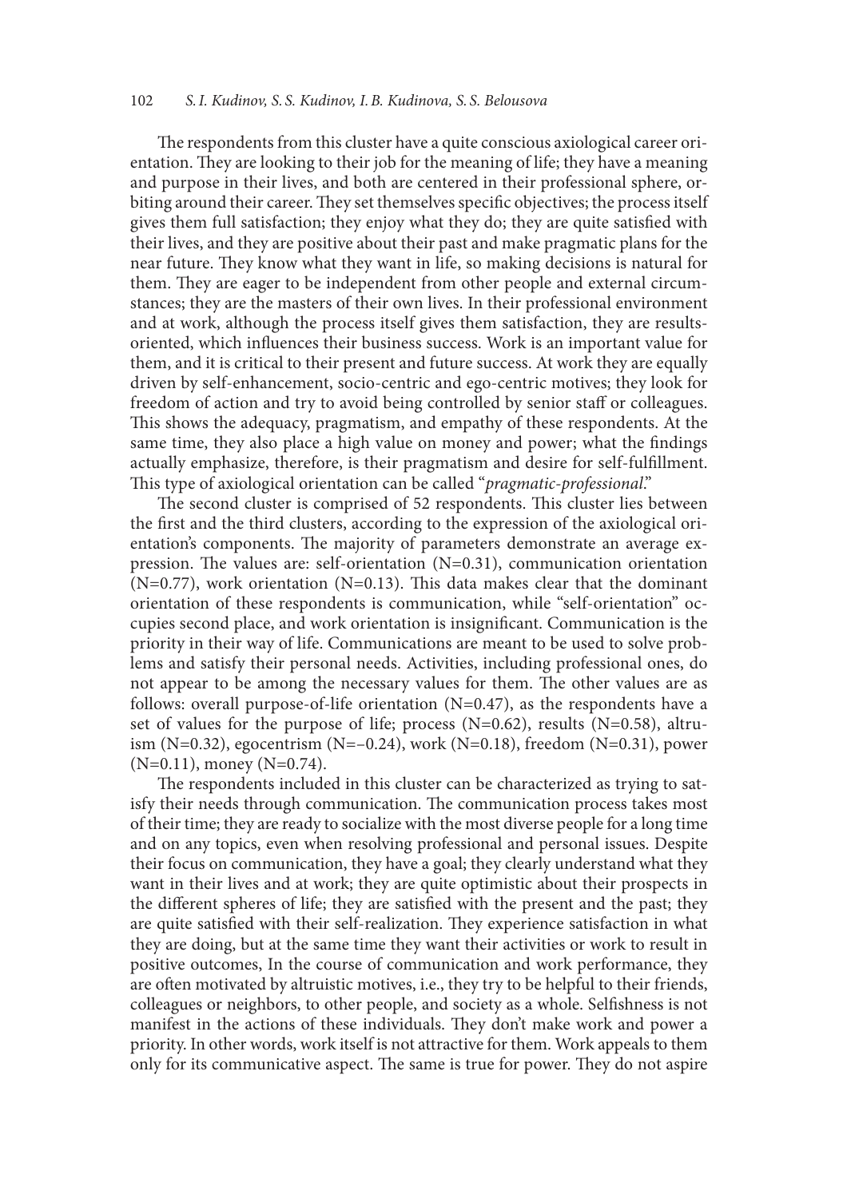The respondents from this cluster have a quite conscious axiological career orientation. They are looking to their job for the meaning of life; they have a meaning and purpose in their lives, and both are centered in their professional sphere, orbiting around their career. They set themselves specific objectives; the process itself gives them full satisfaction; they enjoy what they do; they are quite satisfied with their lives, and they are positive about their past and make pragmatic plans for the near future. They know what they want in life, so making decisions is natural for them. They are eager to be independent from other people and external circumstances; they are the masters of their own lives. In their professional environment and at work, although the process itself gives them satisfaction, they are results-oriented, which influences their business success. Work is an important value for them, and it is critical to their present and future success. At work they are equally driven by self-enhancement, socio-centric and ego-centric motives; they look for freedom of action and try to avoid being controlled by senior staff or colleagues. This shows the adequacy, pragmatism, and empathy of these respondents. At the same time, they also place a high value on money and power; what the findings actually emphasize, therefore, is their pragmatism and desire for self-fulfillment. This type of axiological orientation can be called "*pragmatic-professional*."

The second cluster is comprised of 52 respondents. This cluster lies between the first and the third clusters, according to the expression of the axiological orientation's components. The majority of parameters demonstrate an average expression. The values are: self-orientation (N=0.31), communication orientation (N=0.77), work orientation (N=0.13). This data makes clear that the dominant orientation of these respondents is communication, while "self-orientation" occupies second place, and work orientation is insignificant. Communication is the priority in their way of life. Communications are meant to be used to solve problems and satisfy their personal needs. Activities, including professional ones, do not appear to be among the necessary values for them. The other values are as follows: overall purpose-of-life orientation (N=0.47), as the respondents have a set of values for the purpose of life; process (N=0.62), results (N=0.58), altruism (N=0.32), egocentrism (N=–0.24), work (N=0.18), freedom (N=0.31), power (N=0.11), money (N=0.74).

The respondents included in this cluster can be characterized as trying to satisfy their needs through communication. The communication process takes most of their time; they are ready to socialize with the most diverse people for a long time and on any topics, even when resolving professional and personal issues. Despite their focus on communication, they have a goal; they clearly understand what they want in their lives and at work; they are quite optimistic about their prospects in the different spheres of life; they are satisfied with the present and the past; they are quite satisfied with their self-realization. They experience satisfaction in what they are doing, but at the same time they want their activities or work to result in positive outcomes, In the course of communication and work performance, they are often motivated by altruistic motives, i.e., they try to be helpful to their friends, colleagues or neighbors, to other people, and society as a whole. Selfishness is not manifest in the actions of these individuals. They don't make work and power a priority. In other words, work itself is not attractive for them. Work appeals to them only for its communicative aspect. The same is true for power. They do not aspire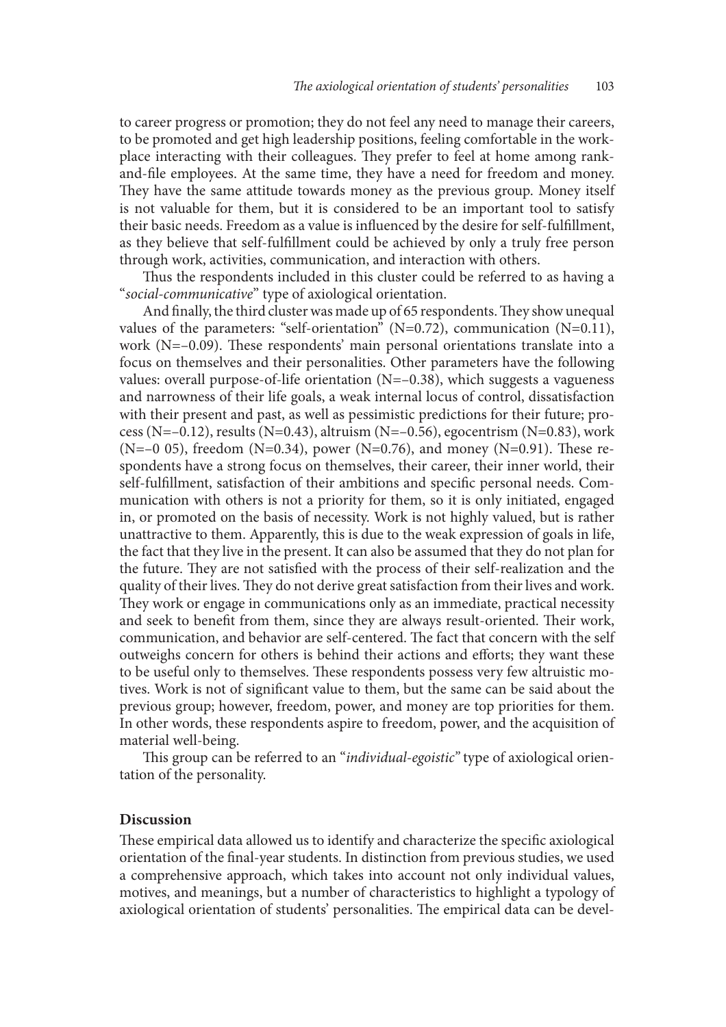to career progress or promotion; they do not feel any need to manage their careers, to be promoted and get high leadership positions, feeling comfortable in the workplace interacting with their colleagues. They prefer to feel at home among rank-and-file employees. At the same time, they have a need for freedom and money. They have the same attitude towards money as the previous group. Money itself is not valuable for them, but it is considered to be an important tool to satisfy their basic needs. Freedom as a value is influenced by the desire for self-fulfillment, as they believe that self-fulfillment could be achieved by only a truly free person through work, activities, communication, and interaction with others.

Thus the respondents included in this cluster could be referred to as having a "*social-communicative*" type of axiological orientation.

And finally, the third cluster was made up of 65 respondents. They show unequal values of the parameters: "self-orientation" (N=0.72), communication (N=0.11), work (N=–0.09). These respondents' main personal orientations translate into a focus on themselves and their personalities. Other parameters have the following values: overall purpose-of-life orientation (N=–0.38), which suggests a vagueness and narrowness of their life goals, a weak internal locus of control, dissatisfaction with their present and past, as well as pessimistic predictions for their future; process (N=–0.12), results (N=0.43), altruism (N=–0.56), egocentrism (N=0.83), work (N=–0 05), freedom (N=0.34), power (N=0.76), and money (N=0.91). These respondents have a strong focus on themselves, their career, their inner world, their self-fulfillment, satisfaction of their ambitions and specific personal needs. Communication with others is not a priority for them, so it is only initiated, engaged in, or promoted on the basis of necessity. Work is not highly valued, but is rather unattractive to them. Apparently, this is due to the weak expression of goals in life, the fact that they live in the present. It can also be assumed that they do not plan for the future. They are not satisfied with the process of their self-realization and the quality of their lives. They do not derive great satisfaction from their lives and work. They work or engage in communications only as an immediate, practical necessity and seek to benefit from them, since they are always result-oriented. Their work, communication, and behavior are self-centered. The fact that concern with the self outweighs concern for others is behind their actions and efforts; they want these to be useful only to themselves. These respondents possess very few altruistic motives. Work is not of significant value to them, but the same can be said about the previous group; however, freedom, power, and money are top priorities for them. In other words, these respondents aspire to freedom, power, and the acquisition of material well-being.

This group can be referred to an "*individual-egoistic*" type of axiological orientation of the personality.

## Discussion

These empirical data allowed us to identify and characterize the specific axiological orientation of the final-year students. In distinction from previous studies, we used a comprehensive approach, which takes into account not only individual values, motives, and meanings, but a number of characteristics to highlight a typology of axiological orientation of students' personalities. The empirical data can be devel-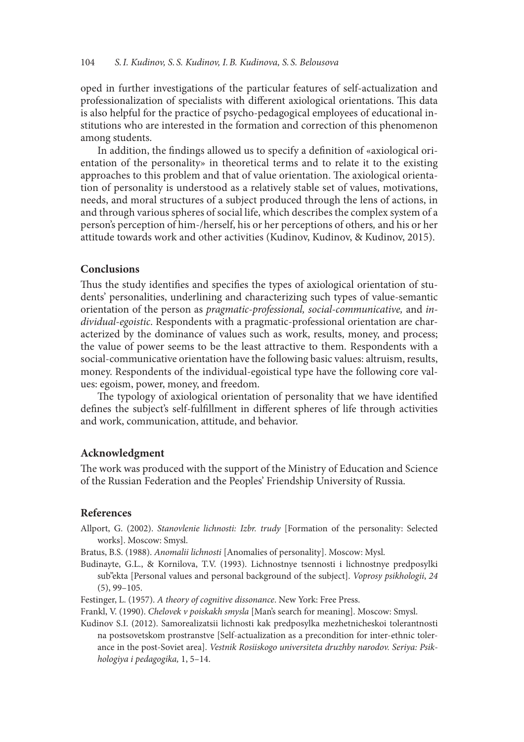oped in further investigations of the particular features of self-actualization and professionalization of specialists with different axiological orientations. This data is also helpful for the practice of psycho-pedagogical employees of educational institutions who are interested in the formation and correction of this phenomenon among students.

In addition, the findings allowed us to specify a definition of «axiological orientation of the personality» in theoretical terms and to relate it to the existing approaches to this problem and that of value orientation. The axiological orientation of personality is understood as a relatively stable set of values, motivations, needs, and moral structures of a subject produced through the lens of actions, in and through various spheres of social life, which describes the complex system of a person's perception of him-/herself, his or her perceptions of others, and his or her attitude towards work and other activities (Kudinov, Kudinov, & Kudinov, 2015).

## Conclusions

Thus the study identifies and specifies the types of axiological orientation of students' personalities, underlining and characterizing such types of value-semantic orientation of the person as *pragmatic-professional, social-communicative,* and *individual-egoistic*. Respondents with a pragmatic-professional orientation are characterized by the dominance of values such as work, results, money, and process; the value of power seems to be the least attractive to them. Respondents with a social-communicative orientation have the following basic values: altruism, results, money. Respondents of the individual-egoistical type have the following core values: egoism, power, money, and freedom.

The typology of axiological orientation of personality that we have identified defines the subject's self-fulfillment in different spheres of life through activities and work, communication, attitude, and behavior.

## Acknowledgment

The work was produced with the support of the Ministry of Education and Science of the Russian Federation and the Peoples' Friendship University of Russia.

## References

Allport, G. (2002). *Stanovlenie lichnosti: Izbr. trudy* [Formation of the personality: Selected works]. Moscow: Smysl.

Bratus, B.S. (1988). *Anomalii lichnosti* [Anomalies of personality]. Moscow: Mysl.

Budinayte, G.L., & Kornilova, T.V. (1993). Lichnostnye tsennosti i lichnostnye predposylki sub"ekta [Personal values and personal background of the subject]. *Voprosy psikhologii*, *24* (5), 99–105.

Festinger, L. (1957). *A theory of cognitive dissonance*. New York: Free Press.

Frankl, V. (1990). *Chelovek v poiskakh smysla* [Man's search for meaning]. Moscow: Smysl.

Kudinov S.I. (2012). Samorealizatsii lichnosti kak predposylka mezhetnicheskoi tolerantnosti na postsovetskom prostranstve [Self-actualization as a precondition for inter-ethnic tolerance in the post-Soviet area]. *Vestnik Rosiiskogo universiteta druzhby narodov. Seriya: Psikhologiya i pedagogika,* 1, 5–14.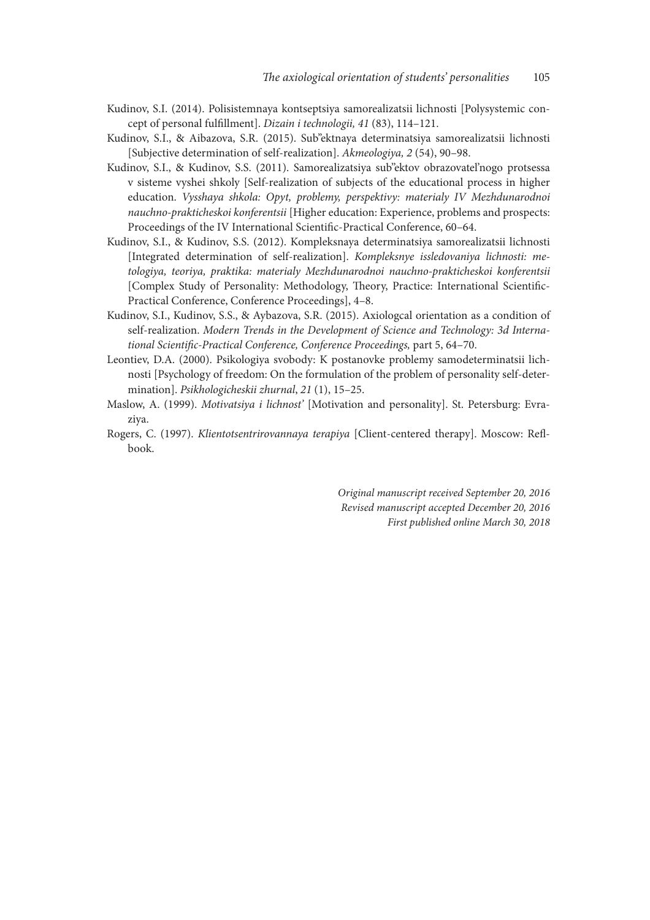Kudinov, S.I. (2014). Polisistemnaya kontseptsiya samorealizatsii lichnosti [Polysystemic concept of personal fulfillment]. *Dizain i technologii, 41* (83), 114–121.

Kudinov, S.I., & Aibazova, S.R. (2015). Sub"ektnaya determinatsiya samorealizatsii lichnosti [Subjective determination of self-realization]. *Akmeologiya, 2* (54), 90–98.

Kudinov, S.I., & Kudinov, S.S. (2011). Samorealizatsiya sub"ektov obrazovatel'nogo protsessa v sisteme vyshei shkoly [Self-realization of subjects of the educational process in higher education. *Vysshaya shkola: Opyt, problemy, perspektivy: materialy IV Mezhdunarodnoi nauchno-prakticheskoi konferentsii* [Higher education: Experience, problems and prospects: Proceedings of the IV International Scientific-Practical Conference, 60–64.

Kudinov, S.I., & Kudinov, S.S. (2012). Kompleksnaya determinatsiya samorealizatsii lichnosti [Integrated determination of self-realization]. *Kompleksnye issledovaniya lichnosti: metologiya, teoriya, praktika: materialy Mezhdunarodnoi nauchno-prakticheskoi konferentsii* [Complex Study of Personality: Methodology, Theory, Practice: International Scientific-Practical Conference, Conference Proceedings], 4–8.

Kudinov, S.I., Kudinov, S.S., & Aybazova, S.R. (2015). Axiologcal orientation as a condition of self-realization. *Modern Trends in the Development of Science and Technology: 3d International Scientific-Practical Conference, Conference Proceedings,* part 5, 64–70.

Leontiev, D.A. (2000). Psikologiya svobody: K postanovke problemy samodeterminatsii lichnosti [Psychology of freedom: On the formulation of the problem of personality self-determination]. *Psikhologicheskii zhurnal*, *21* (1), 15–25.

Maslow, A. (1999). *Motivatsiya i lichnost'* [Motivation and personality]. St. Petersburg: Evraziya.

Rogers, C. (1997). *Klientotsentrirovannaya terapiya* [Client-centered therapy]. Moscow: Reflbook.

*Original manuscript received September 20, 2016*
*Revised manuscript accepted December 20, 2016*
*First published online March 30, 2018*